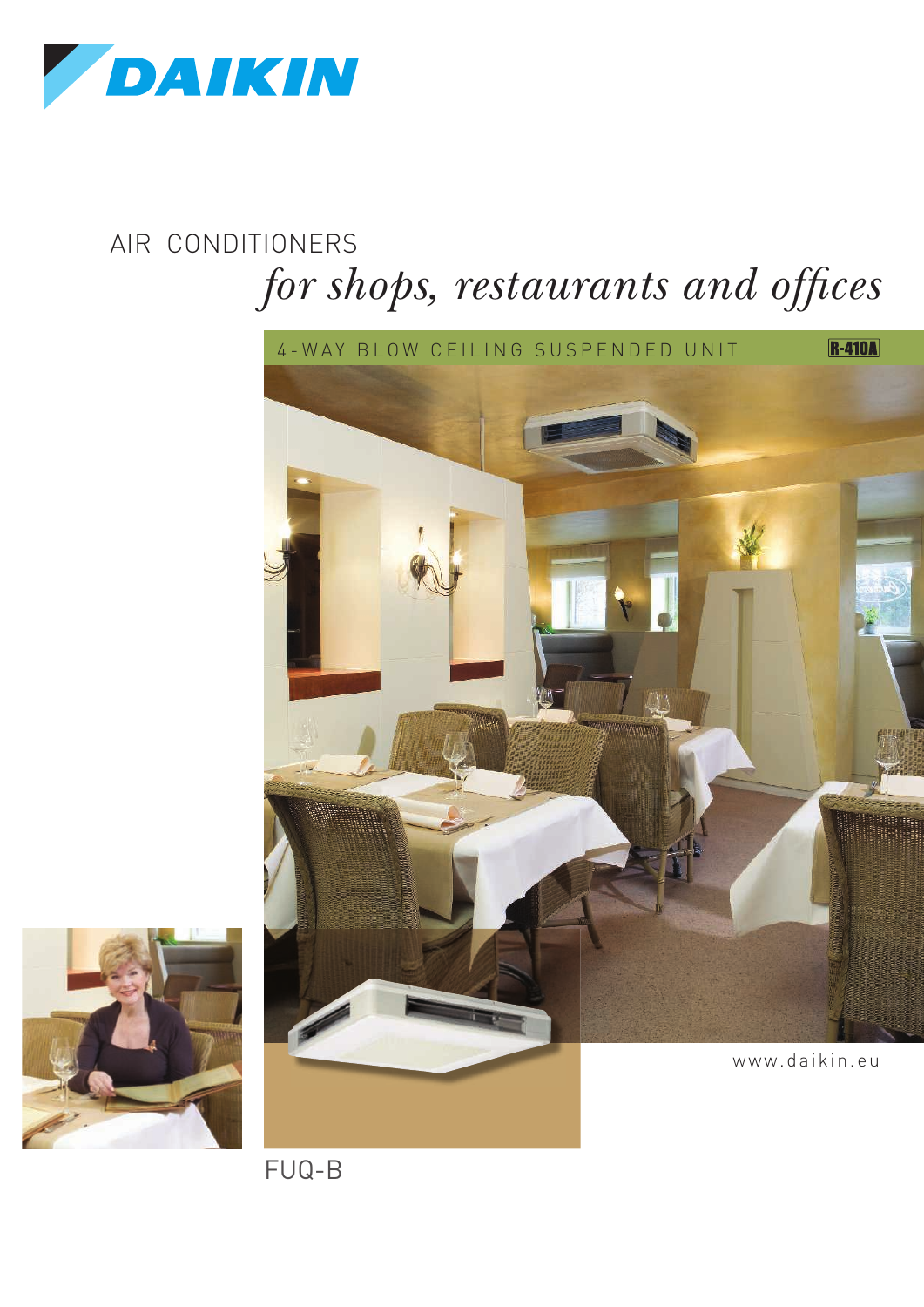DAIKIN

# AIR CONDITIONERS

## *for shops, restaurants and offices*

4-WAY BLOW CEILING SUSPENDED UNIT

R-410A

www.daikin.eu

FUQ-B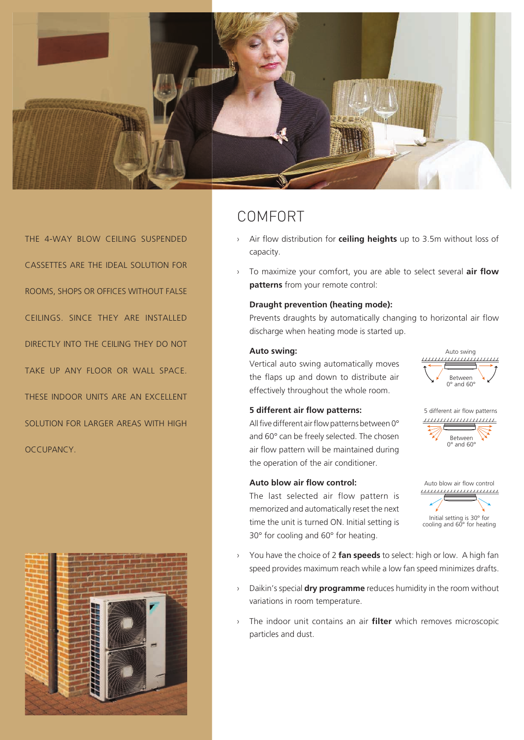THE 4-WAY BLOW CEILING SUSPENDED CASSETTES ARE THE IDEAL SOLUTION FOR ROOMS, SHOPS OR OFFICES WITHOUT FALSE CEILINGS. SINCE THEY ARE INSTALLED DIRECTLY INTO THE CEILING THEY DO NOT TAKE UP ANY FLOOR OR WALL SPACE. THESE INDOOR UNITS ARE AN EXCELLENT SOLUTION FOR LARGER AREAS WITH HIGH OCCUPANCY.

# COMFORT

- Air flow distribution for **ceiling heights** up to 3.5m without loss of capacity.
- To maximize your comfort, you are able to select several **air flow patterns** from your remote control:

**Draught prevention (heating mode):**
Prevents draughts by automatically changing to horizontal air flow discharge when heating mode is started up.

**Auto swing:**
Vertical auto swing automatically moves the flaps up and down to distribute air effectively throughout the whole room.

Auto swing
Between 0° and 60°

**5 different air flow patterns:**
All five different air flow patterns between 0° and 60° can be freely selected. The chosen air flow pattern will be maintained during the operation of the air conditioner.

5 different air flow patterns
Between 0° and 60°

**Auto blow air flow control:**
The last selected air flow pattern is memorized and automatically reset the next time the unit is turned ON. Initial setting is 30° for cooling and 60° for heating.

Auto blow air flow control
Initial setting is 30° for cooling and 60° for heating

- You have the choice of 2 **fan speeds** to select: high or low. A high fan speed provides maximum reach while a low fan speed minimizes drafts.
- Daikin's special **dry programme** reduces humidity in the room without variations in room temperature.
- The indoor unit contains an air **filter** which removes microscopic particles and dust.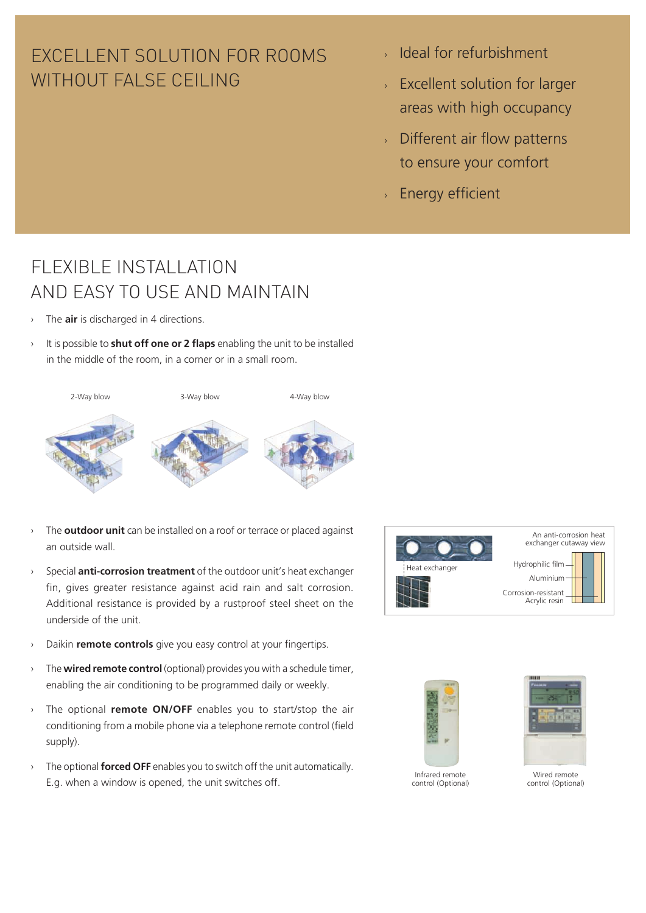## EXCELLENT SOLUTION FOR ROOMS WITHOUT FALSE CEILING

- Ideal for refurbishment
- Excellent solution for larger areas with high occupancy
- Different air flow patterns to ensure your comfort
- Energy efficient

## FLEXIBLE INSTALLATION AND EASY TO USE AND MAINTAIN

- The **air** is discharged in 4 directions.
- It is possible to **shut off one or 2 flaps** enabling the unit to be installed in the middle of the room, in a corner or in a small room.

2-Way blow

3-Way blow

4-Way blow

- The **outdoor unit** can be installed on a roof or terrace or placed against an outside wall.
- Special **anti-corrosion treatment** of the outdoor unit's heat exchanger fin, gives greater resistance against acid rain and salt corrosion. Additional resistance is provided by a rustproof steel sheet on the underside of the unit.
- Daikin **remote controls** give you easy control at your fingertips.
- The **wired remote control** (optional) provides you with a schedule timer, enabling the air conditioning to be programmed daily or weekly.
- The optional **remote ON/OFF** enables you to start/stop the air conditioning from a mobile phone via a telephone remote control (field supply).
- The optional **forced OFF** enables you to switch off the unit automatically. E.g. when a window is opened, the unit switches off.

Heat exchanger

An anti-corrosion heat exchanger cutaway view

Hydrophilic film

Aluminium

Corrosion-resistant Acrylic resin

Infrared remote control (Optional)

Wired remote control (Optional)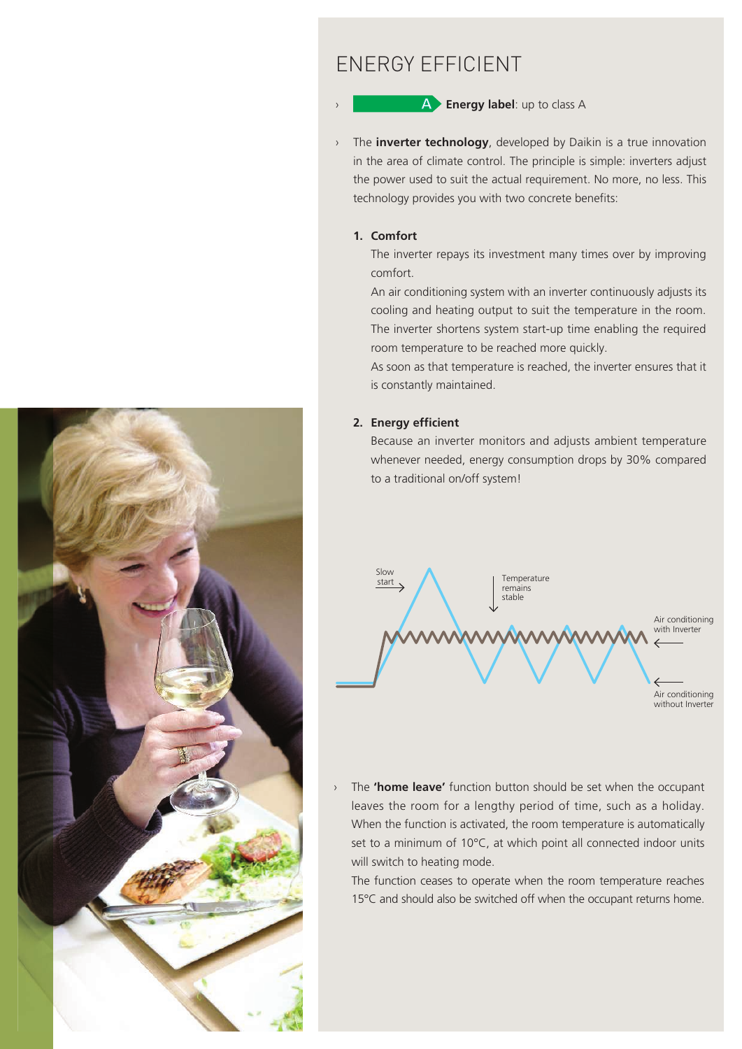# ENERGY EFFICIENT

- **A** **Energy label**: up to class A

- The **inverter technology**, developed by Daikin is a true innovation in the area of climate control. The principle is simple: inverters adjust the power used to suit the actual requirement. No more, no less. This technology provides you with two concrete benefits:

  1. **Comfort**

     The inverter repays its investment many times over by improving comfort.

     An air conditioning system with an inverter continuously adjusts its cooling and heating output to suit the temperature in the room. The inverter shortens system start-up time enabling the required room temperature to be reached more quickly.

     As soon as that temperature is reached, the inverter ensures that it is constantly maintained.

  2. **Energy efficient**

     Because an inverter monitors and adjusts ambient temperature whenever needed, energy consumption drops by 30% compared to a traditional on/off system!

Slow start

Temperature remains stable

Air conditioning with Inverter

Air conditioning without Inverter

- The **'home leave'** function button should be set when the occupant leaves the room for a lengthy period of time, such as a holiday. When the function is activated, the room temperature is automatically set to a minimum of 10°C, at which point all connected indoor units will switch to heating mode.

  The function ceases to operate when the room temperature reaches 15°C and should also be switched off when the occupant returns home.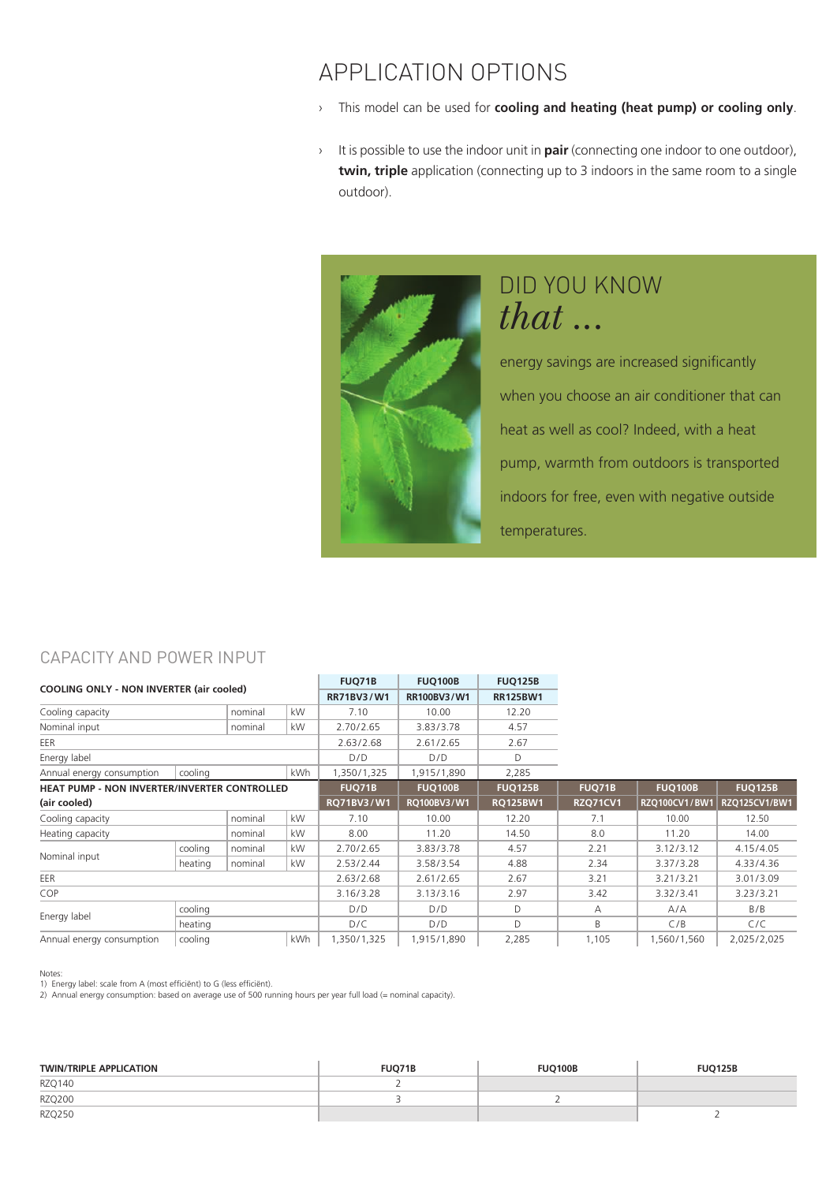# APPLICATION OPTIONS

- This model can be used for **cooling and heating (heat pump) or cooling only**.
- It is possible to use the indoor unit in **pair** (connecting one indoor to one outdoor), **twin, triple** application (connecting up to 3 indoors in the same room to a single outdoor).

## DID YOU KNOW *that ...*

energy savings are increased significantly when you choose an air conditioner that can heat as well as cool? Indeed, with a heat pump, warmth from outdoors is transported indoors for free, even with negative outside temperatures.

## CAPACITY AND POWER INPUT

| COOLING ONLY - NON INVERTER (air cooled) | | | | FUQ71B | FUQ100B | FUQ125B |
|---|---|---|---|---|---|---|
| | | | | RR71BV3/W1 | RR100BV3/W1 | RR125BW1 |
| Cooling capacity | | nominal | kW | 7.10 | 10.00 | 12.20 |
| Nominal input | | nominal | kW | 2.70/2.65 | 3.83/3.78 | 4.57 |
| EER | | | | 2.63/2.68 | 2.61/2.65 | 2.67 |
| Energy label | | | | D/D | D/D | D |
| Annual energy consumption | cooling | | kWh | 1,350/1,325 | 1,915/1,890 | 2,285 |

| HEAT PUMP - NON INVERTER/INVERTER CONTROLLED (air cooled) | | | | FUQ71B | FUQ100B | FUQ125B | FUQ71B | FUQ100B | FUQ125B |
|---|---|---|---|---|---|---|---|---|---|
| | | | | RQ71BV3/W1 | RQ100BV3/W1 | RQ125BW1 | RZQ71CV1 | RZQ100CV1/BW1 | RZQ125CV1/BW1 |
| Cooling capacity | | nominal | kW | 7.10 | 10.00 | 12.20 | 7.1 | 10.00 | 12.50 |
| Heating capacity | | nominal | kW | 8.00 | 11.20 | 14.50 | 8.0 | 11.20 | 14.00 |
| Nominal input | cooling | nominal | kW | 2.70/2.65 | 3.83/3.78 | 4.57 | 2.21 | 3.12/3.12 | 4.15/4.05 |
| | heating | nominal | kW | 2.53/2.44 | 3.58/3.54 | 4.88 | 2.34 | 3.37/3.28 | 4.33/4.36 |
| EER | | | | 2.63/2.68 | 2.61/2.65 | 2.67 | 3.21 | 3.21/3.21 | 3.01/3.09 |
| COP | | | | 3.16/3.28 | 3.13/3.16 | 2.97 | 3.42 | 3.32/3.41 | 3.23/3.21 |
| Energy label | cooling | | | D/D | D/D | D | A | A/A | B/B |
| | heating | | | D/C | D/D | D | B | C/B | C/C |
| Annual energy consumption | cooling | | kWh | 1,350/1,325 | 1,915/1,890 | 2,285 | 1,105 | 1,560/1,560 | 2,025/2,025 |

Notes:
1) Energy label: scale from A (most efficiënt) to G (less efficiënt).
2) Annual energy consumption: based on average use of 500 running hours per year full load (= nominal capacity).

| TWIN/TRIPLE APPLICATION | FUQ71B | FUQ100B | FUQ125B |
|---|---|---|---|
| RZQ140 | 2 | | |
| RZQ200 | 3 | 2 | |
| RZQ250 | | | 2 |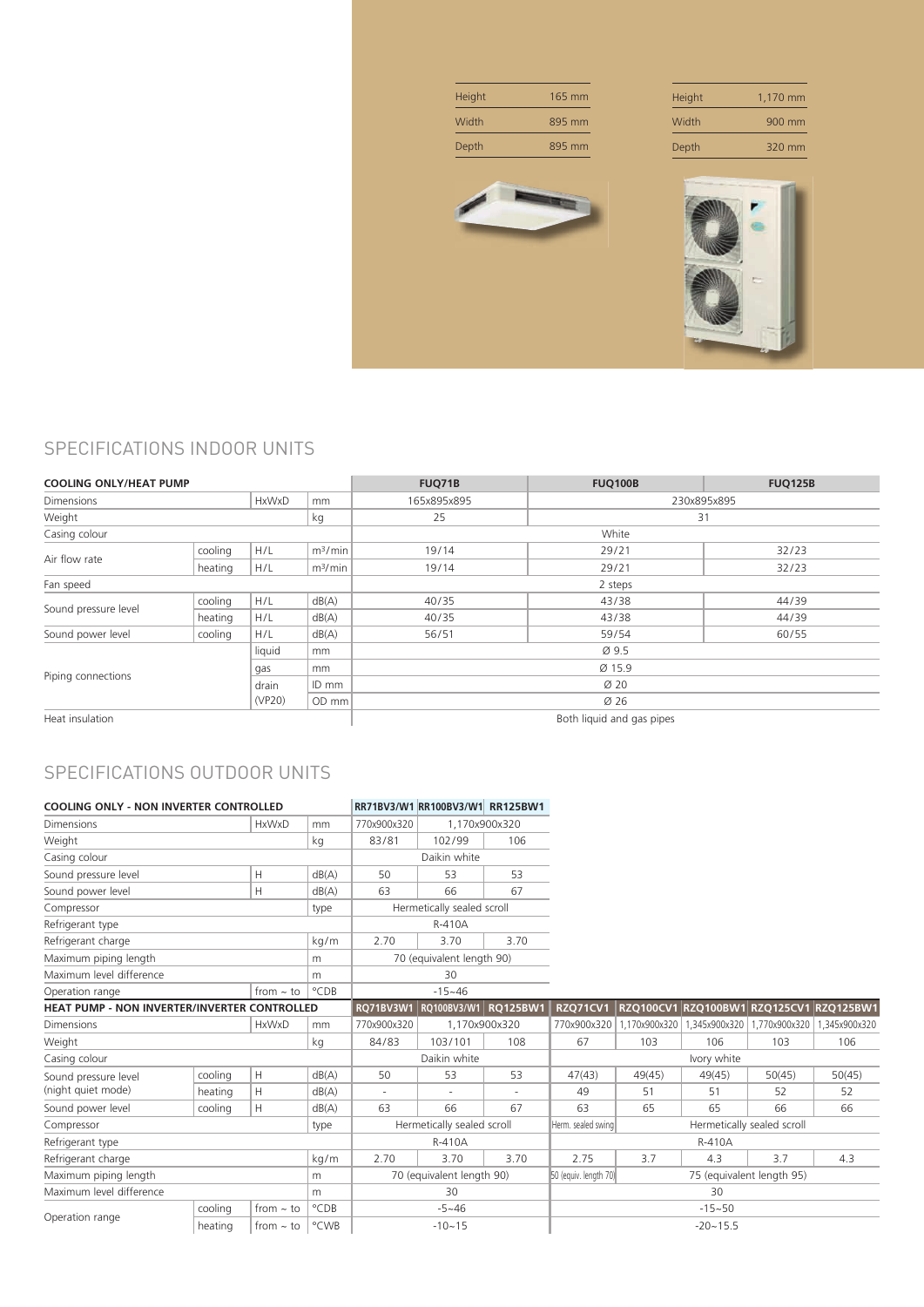| Height | 165 mm |
|---|---|
| Width | 895 mm |
| Depth | 895 mm |

| Height | 1,170 mm |
|---|---|
| Width | 900 mm |
| Depth | 320 mm |

## SPECIFICATIONS INDOOR UNITS

| COOLING ONLY/HEAT PUMP | | | | FUQ71B | FUQ100B | FUQ125B |
|---|---|---|---|---|---|---|
| Dimensions | | HxWxD | mm | 165x895x895 | 230x895x895 | |
| Weight | | | kg | 25 | 31 | |
| Casing colour | | | | White | | |
| Air flow rate | cooling | H/L | m³/min | 19/14 | 29/21 | 32/23 |
| | heating | H/L | m³/min | 19/14 | 29/21 | 32/23 |
| Fan speed | | | | 2 steps | | |
| Sound pressure level | cooling | H/L | dB(A) | 40/35 | 43/38 | 44/39 |
| | heating | H/L | dB(A) | 40/35 | 43/38 | 44/39 |
| Sound power level | cooling | H/L | dB(A) | 56/51 | 59/54 | 60/55 |
| Piping connections | | liquid | mm | Ø 9.5 | | |
| | | gas | mm | Ø 15.9 | | |
| | | drain | ID mm | Ø 20 | | |
| | | (VP20) | OD mm | Ø 26 | | |
| Heat insulation | | | | Both liquid and gas pipes | | |

## SPECIFICATIONS OUTDOOR UNITS

| COOLING ONLY - NON INVERTER CONTROLLED | | | | RR71BV3/W1 | RR100BV3/W1 | RR125BW1 |
|---|---|---|---|---|---|---|
| Dimensions | | HxWxD | mm | 770x900x320 | 1,170x900x320 | |
| Weight | | | kg | 83/81 | 102/99 | 106 |
| Casing colour | | | | Daikin white | | |
| Sound pressure level | | H | dB(A) | 50 | 53 | 53 |
| Sound power level | | H | dB(A) | 63 | 66 | 67 |
| Compressor | | | type | Hermetically sealed scroll | | |
| Refrigerant type | | | | R-410A | | |
| Refrigerant charge | | | kg/m | 2.70 | 3.70 | 3.70 |
| Maximum piping length | | | m | 70 (equivalent length 90) | | |
| Maximum level difference | | | m | 30 | | |
| Operation range | | from ~ to | °CDB | -15~46 | | |

| HEAT PUMP - NON INVERTER/INVERTER CONTROLLED | | | | RQ71BV3W1 | RQ100BV3/W1 | RQ125BW1 | RZQ71CV1 | RZQ100CV1 | RZQ100BW1 | RZQ125CV1 | RZQ125BW1 |
|---|---|---|---|---|---|---|---|---|---|---|---|
| Dimensions | | HxWxD | mm | 770x900x320 | 1,170x900x320 | | 770x900x320 | 1,170x900x320 | 1,345x900x320 | 1,770x900x320 | 1,345x900x320 |
| Weight | | | kg | 84/83 | 103/101 | 108 | 67 | 103 | 106 | 103 | 106 |
| Casing colour | | | | Daikin white | | | Ivory white | | | | |
| Sound pressure level (night quiet mode) | cooling | H | dB(A) | 50 | 53 | 53 | 47(43) | 49(45) | 49(45) | 50(45) | 50(45) |
| | heating | H | dB(A) | - | - | - | 49 | 51 | 51 | 52 | 52 |
| Sound power level | cooling | H | dB(A) | 63 | 66 | 67 | 63 | 65 | 65 | 66 | 66 |
| Compressor | | | type | Hermetically sealed scroll | | | Herm. sealed swing | Hermetically sealed scroll | | | |
| Refrigerant type | | | | R-410A | | | R-410A | | | | |
| Refrigerant charge | | | kg/m | 2.70 | 3.70 | 3.70 | 2.75 | 3.7 | 4.3 | 3.7 | 4.3 |
| Maximum piping length | | | m | 70 (equivalent length 90) | | | 50 (equiv. length 70) | 75 (equivalent length 95) | | | |
| Maximum level difference | | | m | 30 | | | 30 | | | | |
| Operation range | cooling | from ~ to | °CDB | -5~46 | | | -15~50 | | | | |
| | heating | from ~ to | °CWB | -10~15 | | | -20~15.5 | | | | |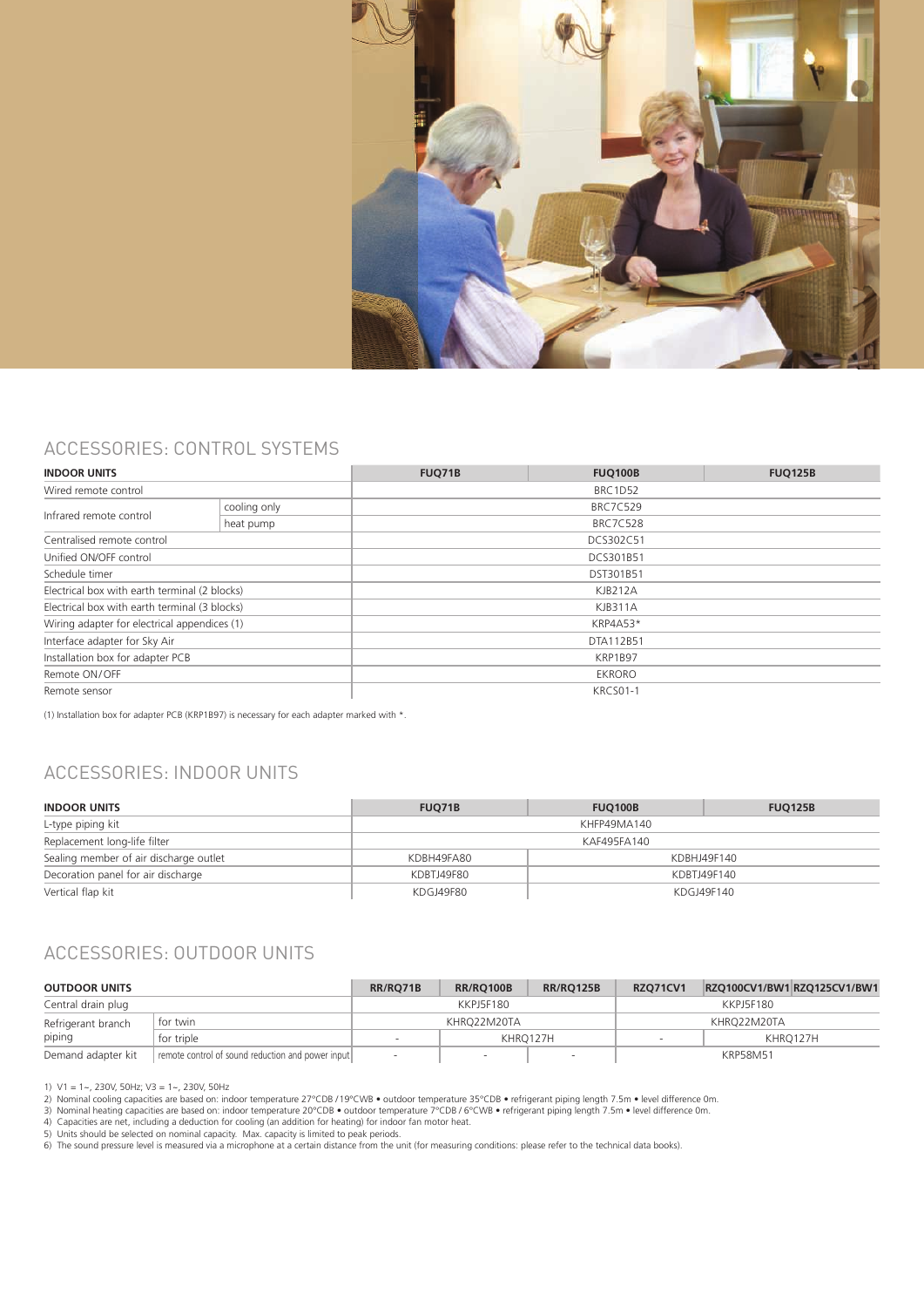## ACCESSORIES: CONTROL SYSTEMS

| INDOOR UNITS | | FUQ71B | FUQ100B | FUQ125B |
|---|---|---|---|---|
| Wired remote control | | | BRC1D52 | |
| Infrared remote control | cooling only | | BRC7C529 | |
| | heat pump | | BRC7C528 | |
| Centralised remote control | | | DCS302C51 | |
| Unified ON/OFF control | | | DCS301B51 | |
| Schedule timer | | | DST301B51 | |
| Electrical box with earth terminal (2 blocks) | | | KJB212A | |
| Electrical box with earth terminal (3 blocks) | | | KJB311A | |
| Wiring adapter for electrical appendices (1) | | | KRP4A53* | |
| Interface adapter for Sky Air | | | DTA112B51 | |
| Installation box for adapter PCB | | | KRP1B97 | |
| Remote ON/OFF | | | EKRORO | |
| Remote sensor | | | KRCS01-1 | |

(1) Installation box for adapter PCB (KRP1B97) is necessary for each adapter marked with *.

## ACCESSORIES: INDOOR UNITS

| INDOOR UNITS | FUQ71B | FUQ100B | FUQ125B |
|---|---|---|---|
| L-type piping kit | | KHFP49MA140 | |
| Replacement long-life filter | | KAF495FA140 | |
| Sealing member of air discharge outlet | KDBH49FA80 | KDBHJ49F140 | |
| Decoration panel for air discharge | KDBTJ49F80 | KDBTJ49F140 | |
| Vertical flap kit | KDGJ49F80 | KDGJ49F140 | |

## ACCESSORIES: OUTDOOR UNITS

| OUTDOOR UNITS | | RR/RQ71B | RR/RQ100B | RR/RQ125B | RZQ71CV1 | RZQ100CV1/BW1 | RZQ125CV1/BW1 |
|---|---|---|---|---|---|---|---|
| Central drain plug | | | KKPJ5F180 | | | KKPJ5F180 | |
| Refrigerant branch piping | for twin | | KHRQ22M20TA | | | KHRQ22M20TA | |
| | for triple | - | KHRQ127H | | - | KHRQ127H | |
| Demand adapter kit | remote control of sound reduction and power input | - | - | - | | KRP58M51 | |

1) V1 = 1~, 230V, 50Hz; V3 = 1~, 230V, 50Hz
2) Nominal cooling capacities are based on: indoor temperature 27°CDB / 19°CWB • outdoor temperature 35°CDB • refrigerant piping length 7.5m • level difference 0m.
3) Nominal heating capacities are based on: indoor temperature 20°CDB • outdoor temperature 7°CDB / 6°CWB • refrigerant piping length 7.5m • level difference 0m.
4) Capacities are net, including a deduction for cooling (an addition for heating) for indoor fan motor heat.
5) Units should be selected on nominal capacity. Max. capacity is limited to peak periods.
6) The sound pressure level is measured via a microphone at a certain distance from the unit (for measuring conditions: please refer to the technical data books).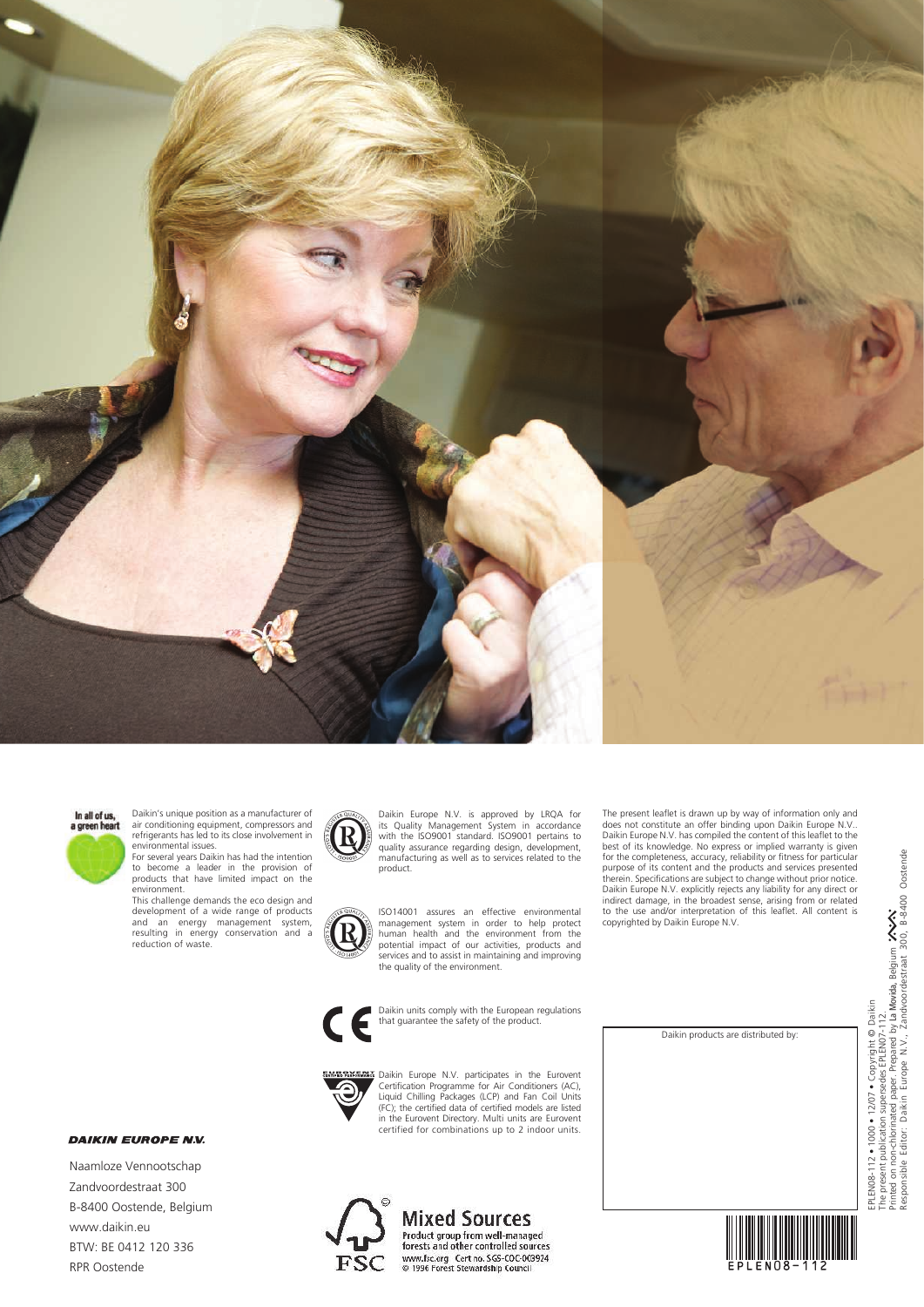In all of us, a green heart

Daikin's unique position as a manufacturer of air conditioning equipment, compressors and refrigerants has led to its close involvement in environmental issues.
For several years Daikin has had the intention to become a leader in the provision of products that have limited impact on the environment.
This challenge demands the eco design and development of a wide range of products and an energy management system, resulting in energy conservation and a reduction of waste.

Daikin Europe N.V. is approved by LRQA for its Quality Management System in accordance with the ISO9001 standard. ISO9001 pertains to quality assurance regarding design, development, manufacturing as well as to services related to the product.

ISO14001 assures an effective environmental management system in order to help protect human health and the environment from the potential impact of our activities, products and services and to assist in maintaining and improving the quality of the environment.

Daikin units comply with the European regulations that guarantee the safety of the product.

Daikin Europe N.V. participates in the Eurovent Certification Programme for Air Conditioners (AC), Liquid Chilling Packages (LCP) and Fan Coil Units (FC); the certified data of certified models are listed in the Eurovent Directory. Multi units are Eurovent certified for combinations up to 2 indoor units.

**Mixed Sources**
Product group from well-managed forests and other controlled sources
www.fsc.org Cert no. SGS-COC-003924
© 1996 Forest Stewardship Council

The present leaflet is drawn up by way of information only and does not constitute an offer binding upon Daikin Europe N.V.. Daikin Europe N.V. has compiled the content of this leaflet to the best of its knowledge. No express or implied warranty is given for the completeness, accuracy, reliability or fitness for particular purpose of its content and the products and services presented therein. Specifications are subject to change without prior notice. Daikin Europe N.V. explicitly rejects any liability for any direct or indirect damage, in the broadest sense, arising from or related to the use and/or interpretation of this leaflet. All content is copyrighted by Daikin Europe N.V.

Daikin products are distributed by:

***DAIKIN EUROPE N.V.***

Naamloze Vennootschap
Zandvoordestraat 300
B-8400 Oostende, Belgium
www.daikin.eu
BTW: BE 0412 120 336
RPR Oostende

EPLEN08-112 • 1000 • 12/07 • Copyright © Daikin
The present publication supersedes EPLEN07-112.
Printed on non-chlorinated paper. Prepared by La Movida, Belgium
Responsible Editor: Daikin Europe N.V., Zandvoordestraat 300, B-8400 Oostende

EPLEN08-112